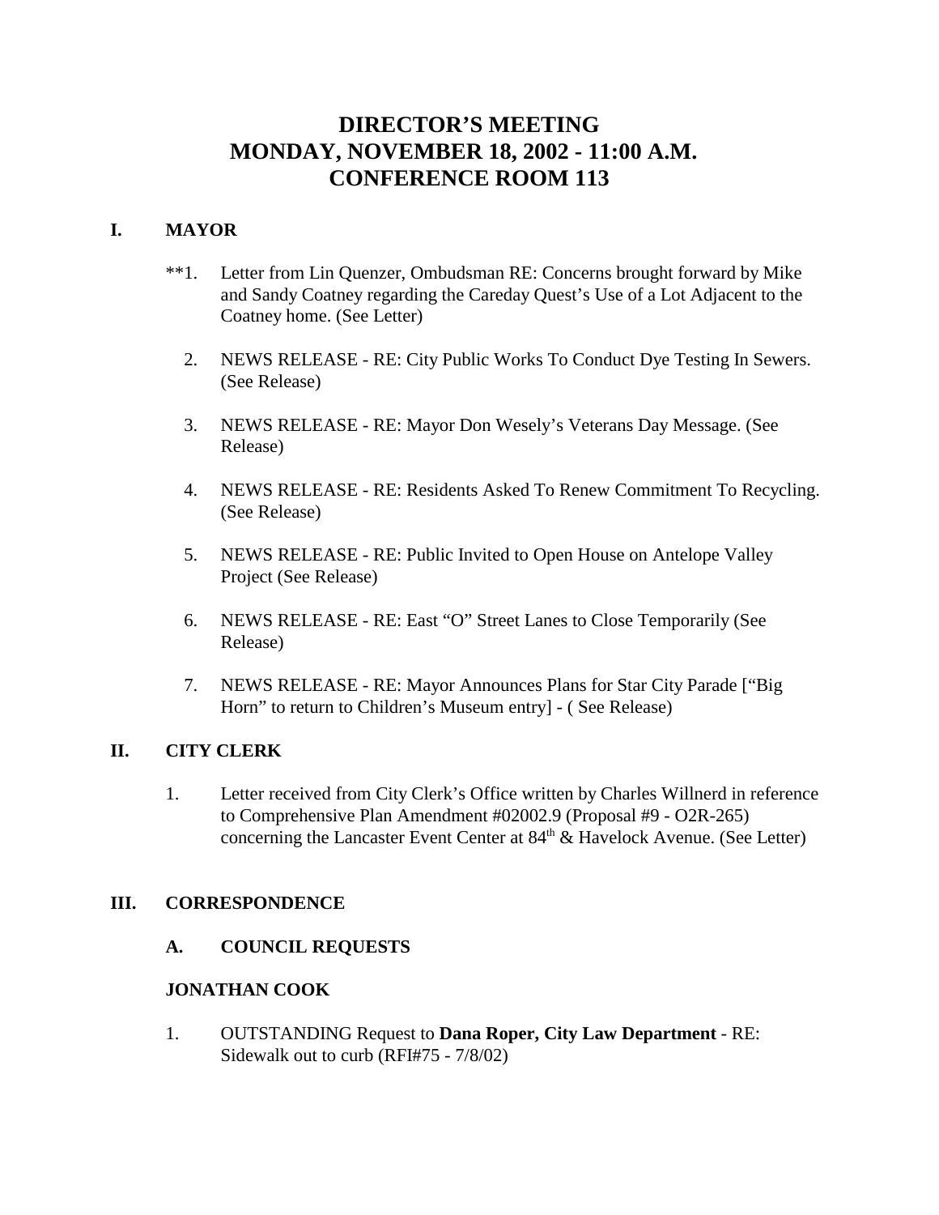# DIRECTOR'S MEETING
# MONDAY, NOVEMBER 18, 2002 - 11:00 A.M.
# CONFERENCE ROOM 113

## I. MAYOR

**1. Letter from Lin Quenzer, Ombudsman RE: Concerns brought forward by Mike and Sandy Coatney regarding the Careday Quest's Use of a Lot Adjacent to the Coatney home. (See Letter)

2. NEWS RELEASE - RE: City Public Works To Conduct Dye Testing In Sewers. (See Release)

3. NEWS RELEASE - RE: Mayor Don Wesely's Veterans Day Message. (See Release)

4. NEWS RELEASE - RE: Residents Asked To Renew Commitment To Recycling. (See Release)

5. NEWS RELEASE - RE: Public Invited to Open House on Antelope Valley Project (See Release)

6. NEWS RELEASE - RE: East "O" Street Lanes to Close Temporarily (See Release)

7. NEWS RELEASE - RE: Mayor Announces Plans for Star City Parade ["Big Horn" to return to Children's Museum entry] - ( See Release)

## II. CITY CLERK

1. Letter received from City Clerk's Office written by Charles Willnerd in reference to Comprehensive Plan Amendment #02002.9 (Proposal #9 - O2R-265) concerning the Lancaster Event Center at 84th & Havelock Avenue. (See Letter)

## III. CORRESPONDENCE

### A. COUNCIL REQUESTS

### JONATHAN COOK

1. OUTSTANDING Request to **Dana Roper, City Law Department** - RE: Sidewalk out to curb (RFI#75 - 7/8/02)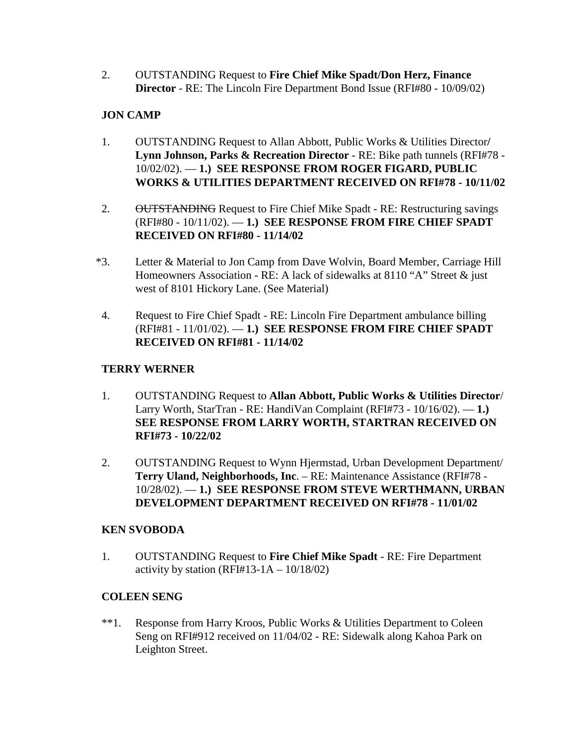2. OUTSTANDING Request to **Fire Chief Mike Spadt/Don Herz, Finance Director** - RE: The Lincoln Fire Department Bond Issue (RFI#80 - 10/09/02)

**JON CAMP**

1. OUTSTANDING Request to Allan Abbott, Public Works & Utilities Director**/ Lynn Johnson, Parks & Recreation Director** - RE: Bike path tunnels (RFI#78 - 10/02/02). — **1.) SEE RESPONSE FROM ROGER FIGARD, PUBLIC WORKS & UTILITIES DEPARTMENT RECEIVED ON RFI#78 - 10/11/02**

2. ~~OUTSTANDING~~ Request to Fire Chief Mike Spadt - RE: Restructuring savings (RFI#80 - 10/11/02). — **1.) SEE RESPONSE FROM FIRE CHIEF SPADT RECEIVED ON RFI#80 - 11/14/02**

*3. Letter & Material to Jon Camp from Dave Wolvin, Board Member, Carriage Hill Homeowners Association - RE: A lack of sidewalks at 8110 "A" Street & just west of 8101 Hickory Lane. (See Material)

4. Request to Fire Chief Spadt - RE: Lincoln Fire Department ambulance billing (RFI#81 - 11/01/02). — **1.) SEE RESPONSE FROM FIRE CHIEF SPADT RECEIVED ON RFI#81 - 11/14/02**

**TERRY WERNER**

1. OUTSTANDING Request to **Allan Abbott, Public Works & Utilities Director**/ Larry Worth, StarTran - RE: HandiVan Complaint (RFI#73 - 10/16/02). — **1.) SEE RESPONSE FROM LARRY WORTH, STARTRAN RECEIVED ON RFI#73 - 10/22/02**

2. OUTSTANDING Request to Wynn Hjermstad, Urban Development Department/ **Terry Uland, Neighborhoods, Inc**. – RE: Maintenance Assistance (RFI#78 - 10/28/02). — **1.) SEE RESPONSE FROM STEVE WERTHMANN, URBAN DEVELOPMENT DEPARTMENT RECEIVED ON RFI#78 - 11/01/02**

**KEN SVOBODA**

1. OUTSTANDING Request to **Fire Chief Mike Spadt** - RE: Fire Department activity by station (RFI#13-1A – 10/18/02)

**COLEEN SENG**

**1. Response from Harry Kroos, Public Works & Utilities Department to Coleen Seng on RFI#912 received on 11/04/02 - RE: Sidewalk along Kahoa Park on Leighton Street.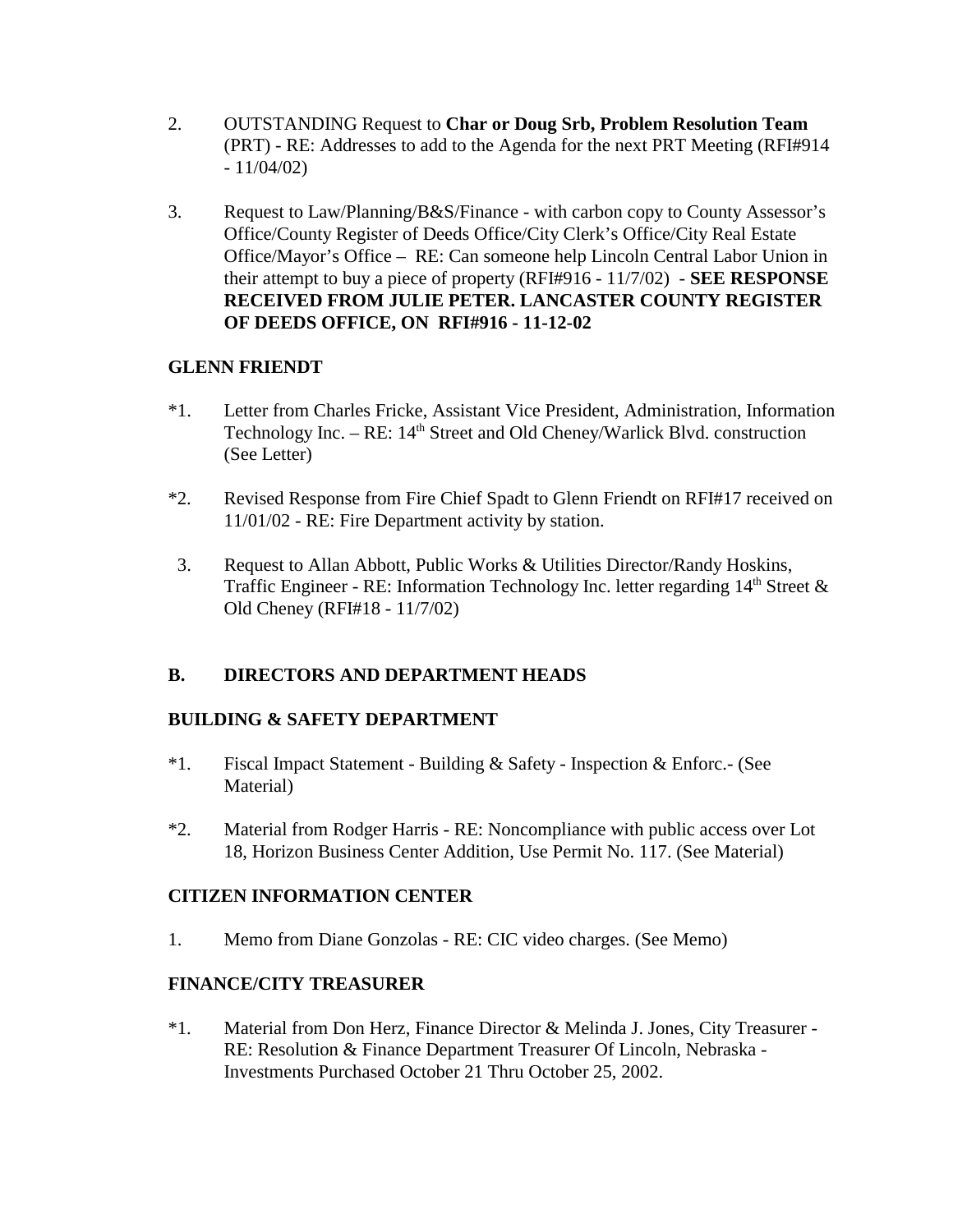2. OUTSTANDING Request to **Char or Doug Srb, Problem Resolution Team** (PRT) - RE: Addresses to add to the Agenda for the next PRT Meeting (RFI#914 - 11/04/02)

3. Request to Law/Planning/B&S/Finance - with carbon copy to County Assessor's Office/County Register of Deeds Office/City Clerk's Office/City Real Estate Office/Mayor's Office – RE: Can someone help Lincoln Central Labor Union in their attempt to buy a piece of property (RFI#916 - 11/7/02) - **SEE RESPONSE RECEIVED FROM JULIE PETER. LANCASTER COUNTY REGISTER OF DEEDS OFFICE, ON RFI#916 - 11-12-02**

**GLENN FRIENDT**

*1. Letter from Charles Fricke, Assistant Vice President, Administration, Information Technology Inc. – RE: 14th Street and Old Cheney/Warlick Blvd. construction (See Letter)

*2. Revised Response from Fire Chief Spadt to Glenn Friendt on RFI#17 received on 11/01/02 - RE: Fire Department activity by station.

3. Request to Allan Abbott, Public Works & Utilities Director/Randy Hoskins, Traffic Engineer - RE: Information Technology Inc. letter regarding 14th Street & Old Cheney (RFI#18 - 11/7/02)

**B. DIRECTORS AND DEPARTMENT HEADS**

**BUILDING & SAFETY DEPARTMENT**

*1. Fiscal Impact Statement - Building & Safety - Inspection & Enforc.- (See Material)

*2. Material from Rodger Harris - RE: Noncompliance with public access over Lot 18, Horizon Business Center Addition, Use Permit No. 117. (See Material)

**CITIZEN INFORMATION CENTER**

1. Memo from Diane Gonzolas - RE: CIC video charges. (See Memo)

**FINANCE/CITY TREASURER**

*1. Material from Don Herz, Finance Director & Melinda J. Jones, City Treasurer - RE: Resolution & Finance Department Treasurer Of Lincoln, Nebraska - Investments Purchased October 21 Thru October 25, 2002.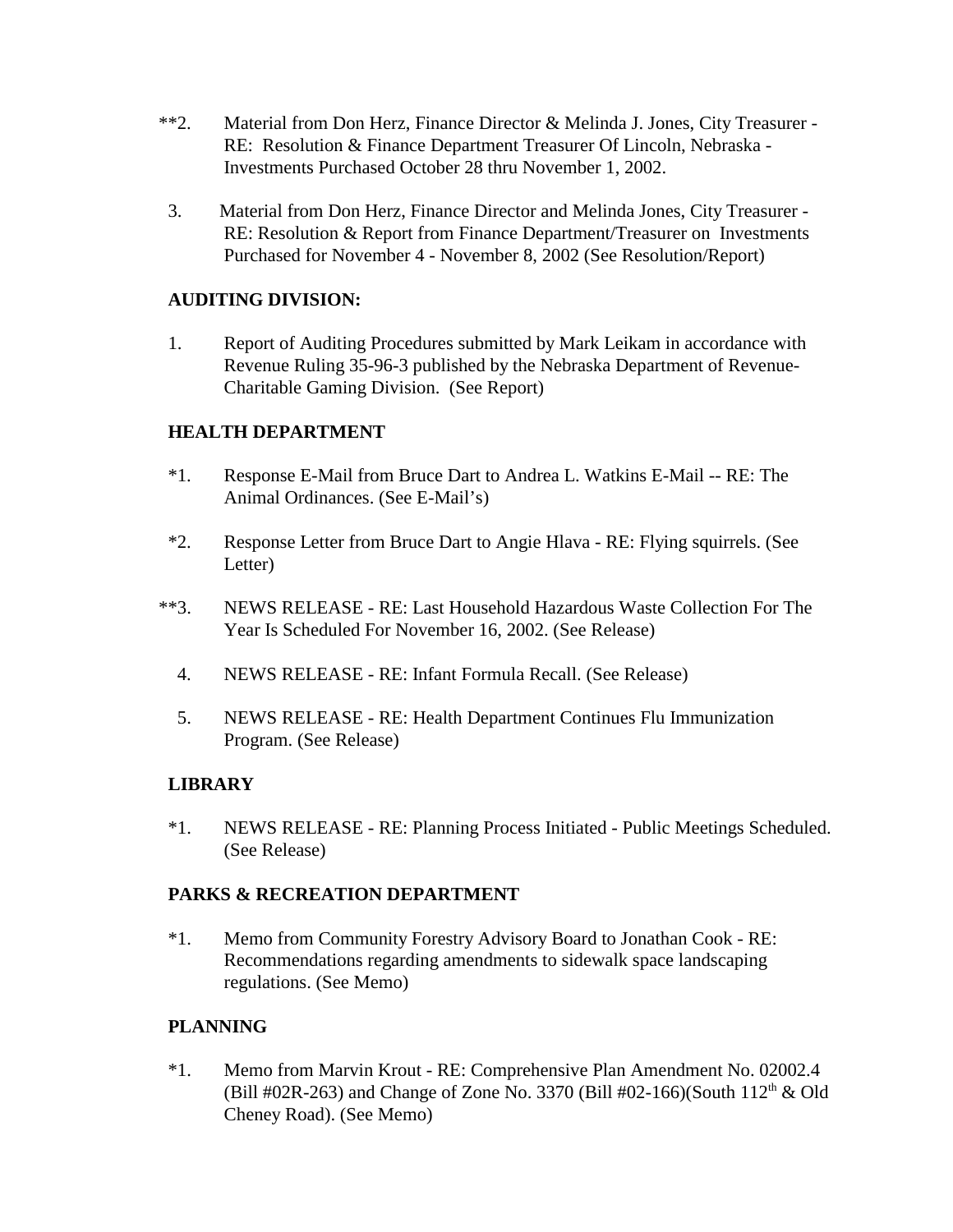**2. Material from Don Herz, Finance Director & Melinda J. Jones, City Treasurer - RE: Resolution & Finance Department Treasurer Of Lincoln, Nebraska - Investments Purchased October 28 thru November 1, 2002.

3. Material from Don Herz, Finance Director and Melinda Jones, City Treasurer - RE: Resolution & Report from Finance Department/Treasurer on Investments Purchased for November 4 - November 8, 2002 (See Resolution/Report)

**AUDITING DIVISION:**

1. Report of Auditing Procedures submitted by Mark Leikam in accordance with Revenue Ruling 35-96-3 published by the Nebraska Department of Revenue-Charitable Gaming Division. (See Report)

**HEALTH DEPARTMENT**

*1. Response E-Mail from Bruce Dart to Andrea L. Watkins E-Mail -- RE: The Animal Ordinances. (See E-Mail's)

*2. Response Letter from Bruce Dart to Angie Hlava - RE: Flying squirrels. (See Letter)

**3. NEWS RELEASE - RE: Last Household Hazardous Waste Collection For The Year Is Scheduled For November 16, 2002. (See Release)

4. NEWS RELEASE - RE: Infant Formula Recall. (See Release)

5. NEWS RELEASE - RE: Health Department Continues Flu Immunization Program. (See Release)

**LIBRARY**

*1. NEWS RELEASE - RE: Planning Process Initiated - Public Meetings Scheduled. (See Release)

**PARKS & RECREATION DEPARTMENT**

*1. Memo from Community Forestry Advisory Board to Jonathan Cook - RE: Recommendations regarding amendments to sidewalk space landscaping regulations. (See Memo)

**PLANNING**

*1. Memo from Marvin Krout - RE: Comprehensive Plan Amendment No. 02002.4 (Bill #02R-263) and Change of Zone No. 3370 (Bill #02-166)(South 112th & Old Cheney Road). (See Memo)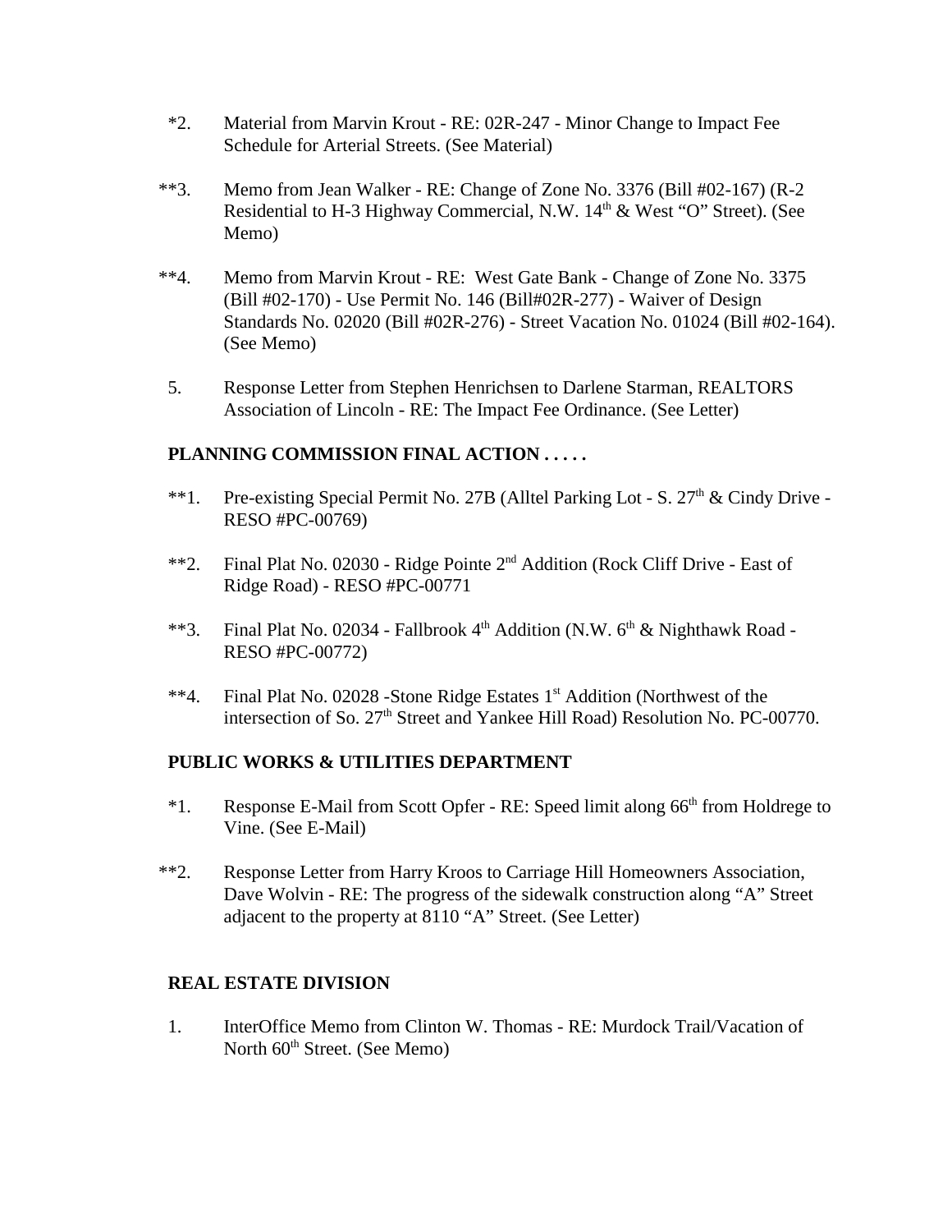*2. Material from Marvin Krout - RE: 02R-247 - Minor Change to Impact Fee Schedule for Arterial Streets. (See Material)

**3. Memo from Jean Walker - RE: Change of Zone No. 3376 (Bill #02-167) (R-2 Residential to H-3 Highway Commercial, N.W. 14th & West "O" Street). (See Memo)

**4. Memo from Marvin Krout - RE: West Gate Bank - Change of Zone No. 3375 (Bill #02-170) - Use Permit No. 146 (Bill#02R-277) - Waiver of Design Standards No. 02020 (Bill #02R-276) - Street Vacation No. 01024 (Bill #02-164). (See Memo)

5. Response Letter from Stephen Henrichsen to Darlene Starman, REALTORS Association of Lincoln - RE: The Impact Fee Ordinance. (See Letter)

**PLANNING COMMISSION FINAL ACTION . . . . .**

**1. Pre-existing Special Permit No. 27B (Alltel Parking Lot - S. 27th & Cindy Drive - RESO #PC-00769)

**2. Final Plat No. 02030 - Ridge Pointe 2nd Addition (Rock Cliff Drive - East of Ridge Road) - RESO #PC-00771

**3. Final Plat No. 02034 - Fallbrook 4th Addition (N.W. 6th & Nighthawk Road - RESO #PC-00772)

**4. Final Plat No. 02028 -Stone Ridge Estates 1st Addition (Northwest of the intersection of So. 27th Street and Yankee Hill Road) Resolution No. PC-00770.

**PUBLIC WORKS & UTILITIES DEPARTMENT**

*1. Response E-Mail from Scott Opfer - RE: Speed limit along 66th from Holdrege to Vine. (See E-Mail)

**2. Response Letter from Harry Kroos to Carriage Hill Homeowners Association, Dave Wolvin - RE: The progress of the sidewalk construction along "A" Street adjacent to the property at 8110 "A" Street. (See Letter)

**REAL ESTATE DIVISION**

1. InterOffice Memo from Clinton W. Thomas - RE: Murdock Trail/Vacation of North 60th Street. (See Memo)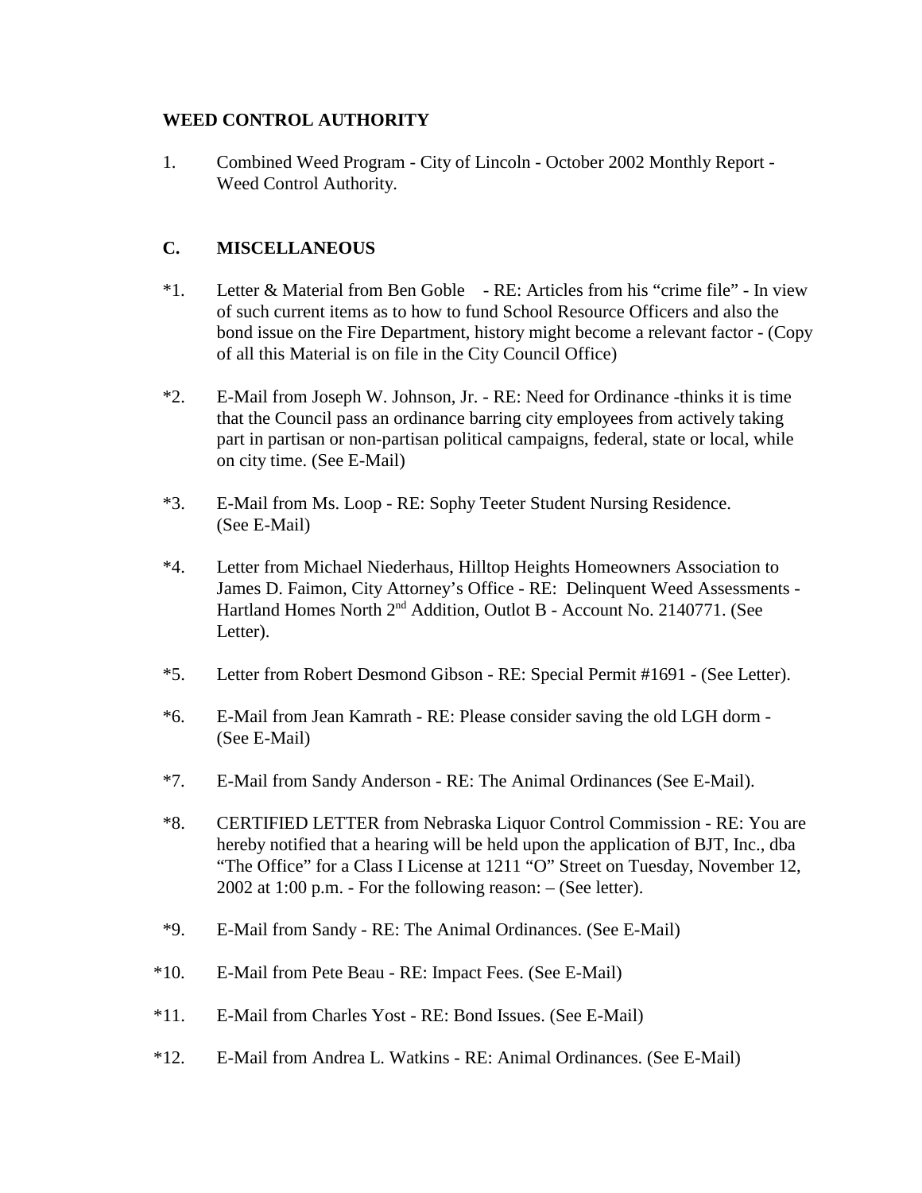**WEED CONTROL AUTHORITY**

1. Combined Weed Program - City of Lincoln - October 2002 Monthly Report - Weed Control Authority.

**C. MISCELLANEOUS**

*1. Letter & Material from Ben Goble - RE: Articles from his “crime file” - In view of such current items as to how to fund School Resource Officers and also the bond issue on the Fire Department, history might become a relevant factor - (Copy of all this Material is on file in the City Council Office)

*2. E-Mail from Joseph W. Johnson, Jr. - RE: Need for Ordinance -thinks it is time that the Council pass an ordinance barring city employees from actively taking part in partisan or non-partisan political campaigns, federal, state or local, while on city time. (See E-Mail)

*3. E-Mail from Ms. Loop - RE: Sophy Teeter Student Nursing Residence. (See E-Mail)

*4. Letter from Michael Niederhaus, Hilltop Heights Homeowners Association to James D. Faimon, City Attorney’s Office - RE: Delinquent Weed Assessments - Hartland Homes North 2nd Addition, Outlot B - Account No. 2140771. (See Letter).

*5. Letter from Robert Desmond Gibson - RE: Special Permit #1691 - (See Letter).

*6. E-Mail from Jean Kamrath - RE: Please consider saving the old LGH dorm - (See E-Mail)

*7. E-Mail from Sandy Anderson - RE: The Animal Ordinances (See E-Mail).

*8. CERTIFIED LETTER from Nebraska Liquor Control Commission - RE: You are hereby notified that a hearing will be held upon the application of BJT, Inc., dba “The Office” for a Class I License at 1211 “O” Street on Tuesday, November 12, 2002 at 1:00 p.m. - For the following reason: – (See letter).

*9. E-Mail from Sandy - RE: The Animal Ordinances. (See E-Mail)

*10. E-Mail from Pete Beau - RE: Impact Fees. (See E-Mail)

*11. E-Mail from Charles Yost - RE: Bond Issues. (See E-Mail)

*12. E-Mail from Andrea L. Watkins - RE: Animal Ordinances. (See E-Mail)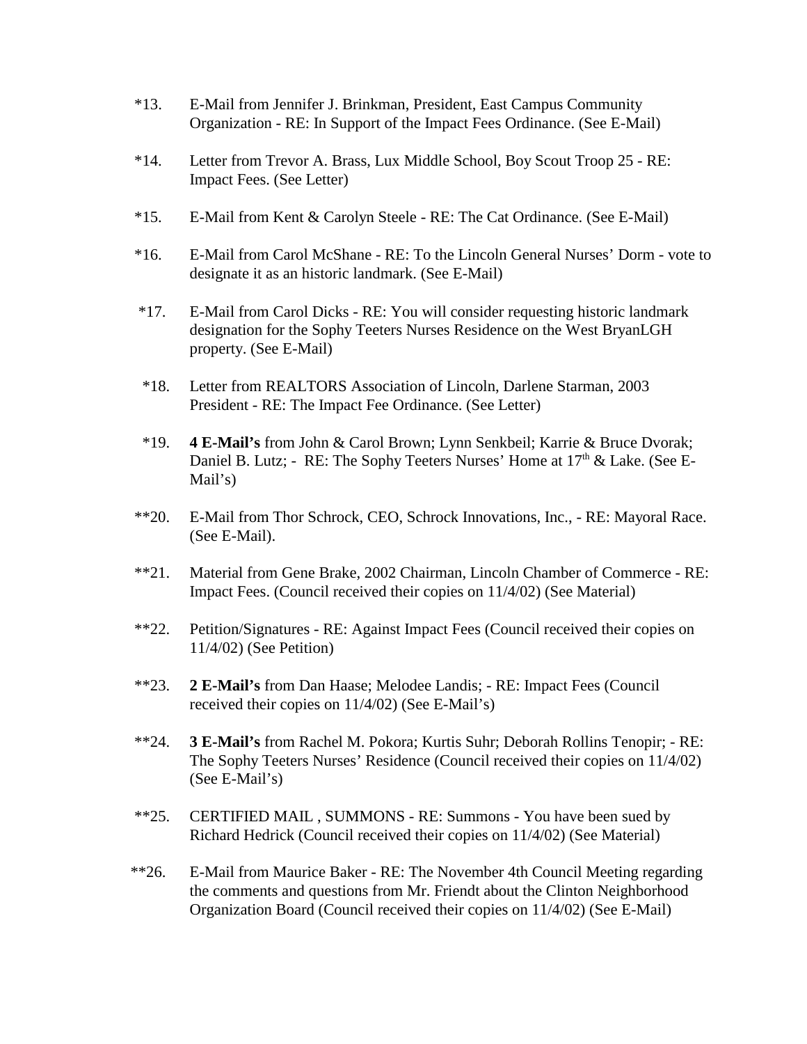*13. E-Mail from Jennifer J. Brinkman, President, East Campus Community Organization - RE: In Support of the Impact Fees Ordinance. (See E-Mail)

*14. Letter from Trevor A. Brass, Lux Middle School, Boy Scout Troop 25 - RE: Impact Fees. (See Letter)

*15. E-Mail from Kent & Carolyn Steele - RE: The Cat Ordinance. (See E-Mail)

*16. E-Mail from Carol McShane - RE: To the Lincoln General Nurses' Dorm - vote to designate it as an historic landmark. (See E-Mail)

*17. E-Mail from Carol Dicks - RE: You will consider requesting historic landmark designation for the Sophy Teeters Nurses Residence on the West BryanLGH property. (See E-Mail)

*18. Letter from REALTORS Association of Lincoln, Darlene Starman, 2003 President - RE: The Impact Fee Ordinance. (See Letter)

*19. **4 E-Mail's** from John & Carol Brown; Lynn Senkbeil; Karrie & Bruce Dvorak; Daniel B. Lutz; - RE: The Sophy Teeters Nurses' Home at 17th & Lake. (See E-Mail's)

**20. E-Mail from Thor Schrock, CEO, Schrock Innovations, Inc., - RE: Mayoral Race. (See E-Mail).

**21. Material from Gene Brake, 2002 Chairman, Lincoln Chamber of Commerce - RE: Impact Fees. (Council received their copies on 11/4/02) (See Material)

**22. Petition/Signatures - RE: Against Impact Fees (Council received their copies on 11/4/02) (See Petition)

**23. **2 E-Mail's** from Dan Haase; Melodee Landis; - RE: Impact Fees (Council received their copies on 11/4/02) (See E-Mail's)

**24. **3 E-Mail's** from Rachel M. Pokora; Kurtis Suhr; Deborah Rollins Tenopir; - RE: The Sophy Teeters Nurses' Residence (Council received their copies on 11/4/02) (See E-Mail's)

**25. CERTIFIED MAIL , SUMMONS - RE: Summons - You have been sued by Richard Hedrick (Council received their copies on 11/4/02) (See Material)

**26. E-Mail from Maurice Baker - RE: The November 4th Council Meeting regarding the comments and questions from Mr. Friendt about the Clinton Neighborhood Organization Board (Council received their copies on 11/4/02) (See E-Mail)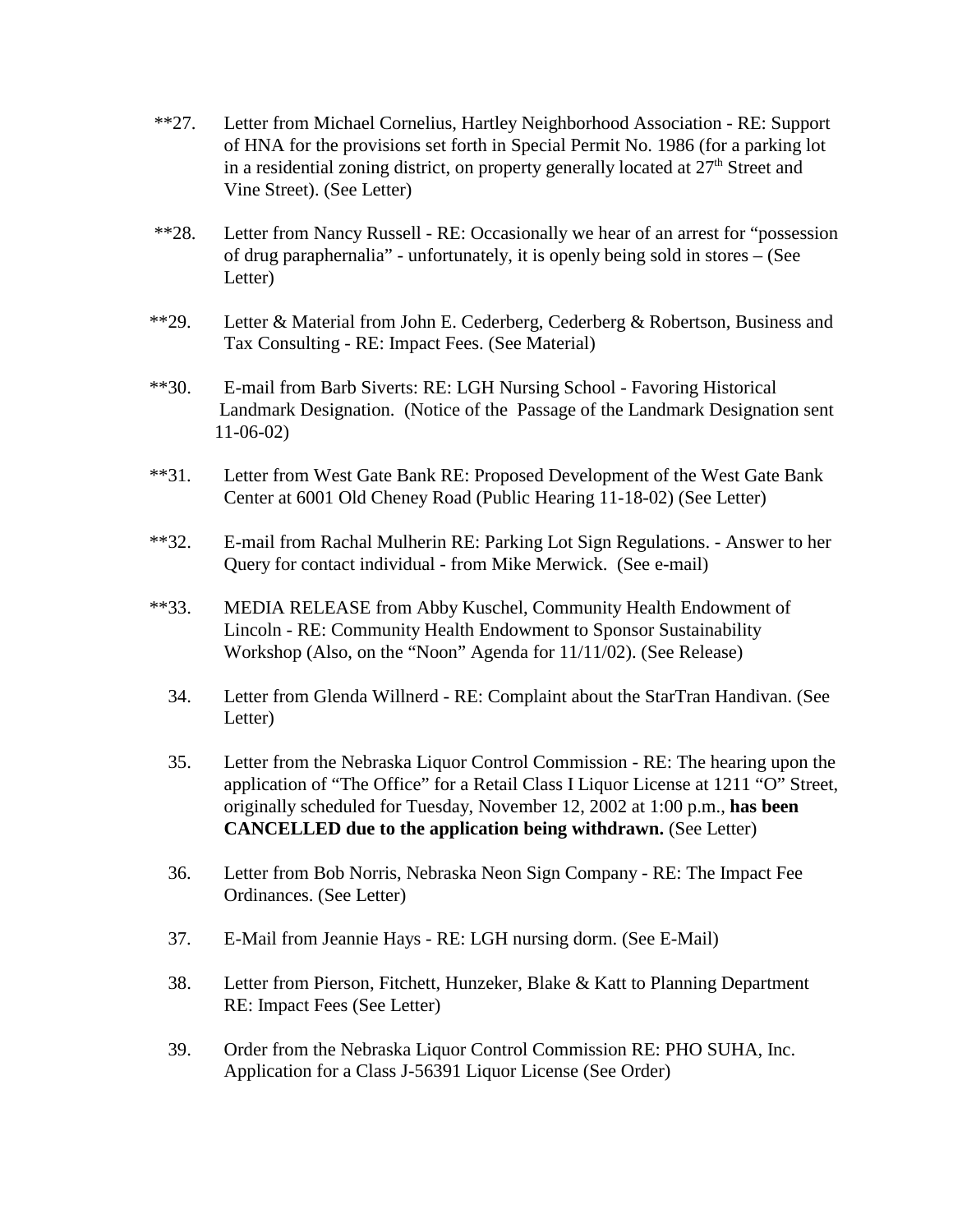**27. Letter from Michael Cornelius, Hartley Neighborhood Association - RE: Support of HNA for the provisions set forth in Special Permit No. 1986 (for a parking lot in a residential zoning district, on property generally located at 27th Street and Vine Street). (See Letter)

**28. Letter from Nancy Russell - RE: Occasionally we hear of an arrest for "possession of drug paraphernalia" - unfortunately, it is openly being sold in stores – (See Letter)

**29. Letter & Material from John E. Cederberg, Cederberg & Robertson, Business and Tax Consulting - RE: Impact Fees. (See Material)

**30. E-mail from Barb Siverts: RE: LGH Nursing School - Favoring Historical Landmark Designation. (Notice of the Passage of the Landmark Designation sent 11-06-02)

**31. Letter from West Gate Bank RE: Proposed Development of the West Gate Bank Center at 6001 Old Cheney Road (Public Hearing 11-18-02) (See Letter)

**32. E-mail from Rachal Mulherin RE: Parking Lot Sign Regulations. - Answer to her Query for contact individual - from Mike Merwick. (See e-mail)

**33. MEDIA RELEASE from Abby Kuschel, Community Health Endowment of Lincoln - RE: Community Health Endowment to Sponsor Sustainability Workshop (Also, on the "Noon" Agenda for 11/11/02). (See Release)

34. Letter from Glenda Willnerd - RE: Complaint about the StarTran Handivan. (See Letter)

35. Letter from the Nebraska Liquor Control Commission - RE: The hearing upon the application of "The Office" for a Retail Class I Liquor License at 1211 "O" Street, originally scheduled for Tuesday, November 12, 2002 at 1:00 p.m., **has been CANCELLED due to the application being withdrawn.** (See Letter)

36. Letter from Bob Norris, Nebraska Neon Sign Company - RE: The Impact Fee Ordinances. (See Letter)

37. E-Mail from Jeannie Hays - RE: LGH nursing dorm. (See E-Mail)

38. Letter from Pierson, Fitchett, Hunzeker, Blake & Katt to Planning Department RE: Impact Fees (See Letter)

39. Order from the Nebraska Liquor Control Commission RE: PHO SUHA, Inc. Application for a Class J-56391 Liquor License (See Order)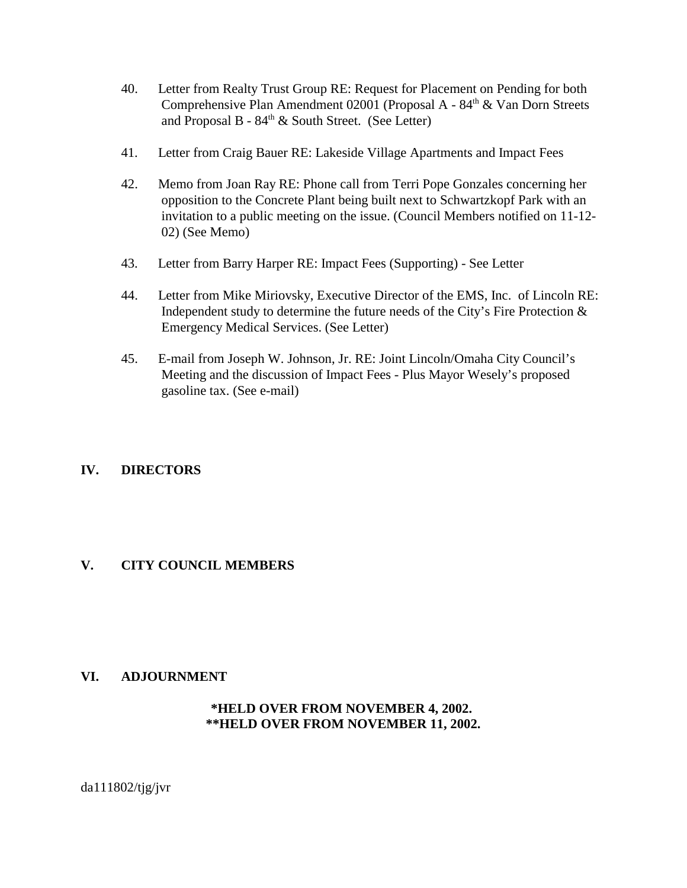40. Letter from Realty Trust Group RE: Request for Placement on Pending for both Comprehensive Plan Amendment 02001 (Proposal A - 84th & Van Dorn Streets and Proposal B - 84th & South Street. (See Letter)

41. Letter from Craig Bauer RE: Lakeside Village Apartments and Impact Fees

42. Memo from Joan Ray RE: Phone call from Terri Pope Gonzales concerning her opposition to the Concrete Plant being built next to Schwartzkopf Park with an invitation to a public meeting on the issue. (Council Members notified on 11-12-02) (See Memo)

43. Letter from Barry Harper RE: Impact Fees (Supporting) - See Letter

44. Letter from Mike Miriovsky, Executive Director of the EMS, Inc. of Lincoln RE: Independent study to determine the future needs of the City's Fire Protection & Emergency Medical Services. (See Letter)

45. E-mail from Joseph W. Johnson, Jr. RE: Joint Lincoln/Omaha City Council's Meeting and the discussion of Impact Fees - Plus Mayor Wesely's proposed gasoline tax. (See e-mail)

## IV. DIRECTORS

## V. CITY COUNCIL MEMBERS

## VI. ADJOURNMENT

**\*HELD OVER FROM NOVEMBER 4, 2002.**
**\*\*HELD OVER FROM NOVEMBER 11, 2002.**

da111802/tjg/jvr